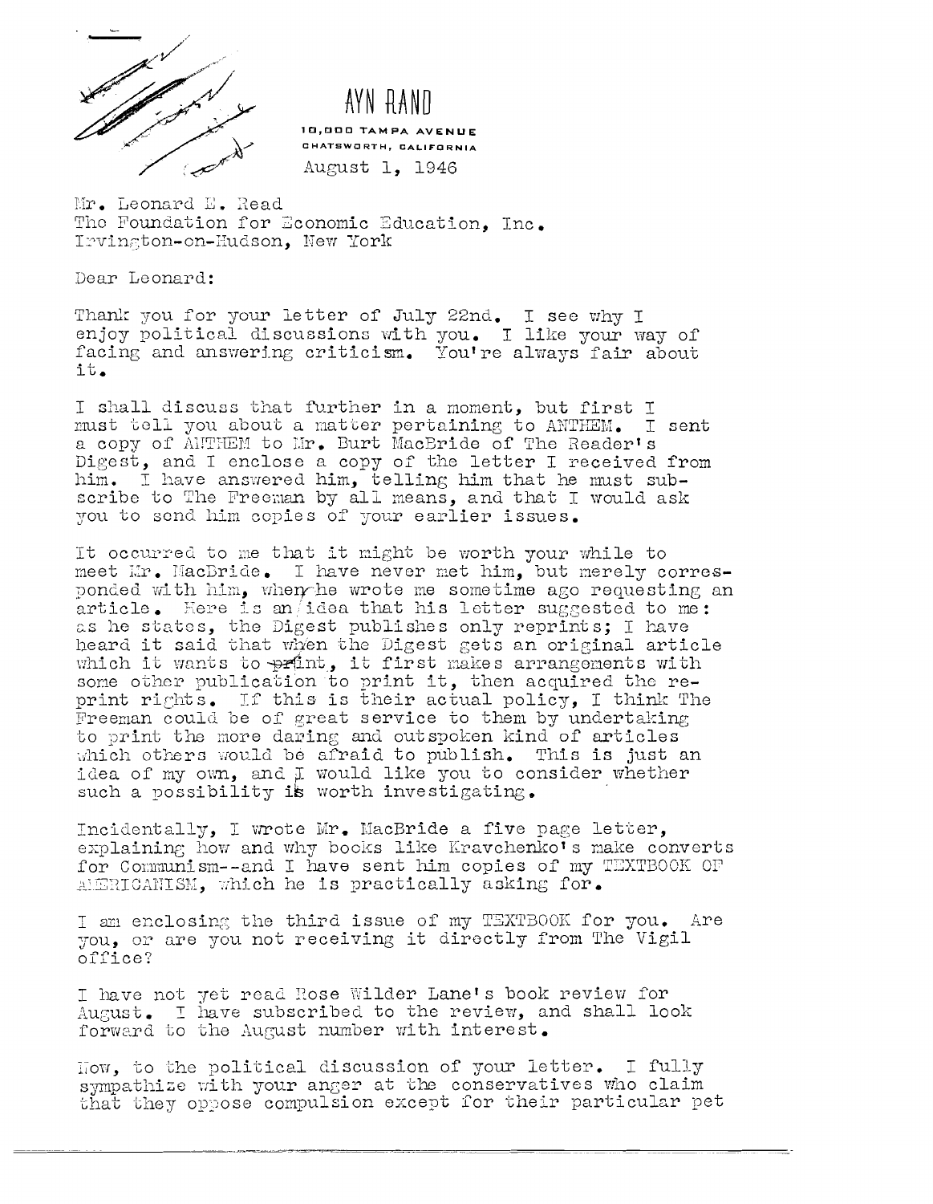AYN RAND

10,000 TAMPA AVENUE
CHATSWORTH, CALIFORNIA

August 1, 1946

Mr. Leonard E. Read
The Foundation for Economic Education, Inc.
Irvington-on-Hudson, New York

Dear Leonard:

Thank you for your letter of July 22nd. I see why I enjoy political discussions with you. I like your way of facing and answering criticism. You're always fair about it.

I shall discuss that further in a moment, but first I must tell you about a matter pertaining to ANTHEM. I sent a copy of ANTHEM to Mr. Burt MacBride of The Reader's Digest, and I enclose a copy of the letter I received from him. I have answered him, telling him that he must subscribe to The Freeman by all means, and that I would ask you to send him copies of your earlier issues.

It occurred to me that it might be worth your while to meet Mr. MacBride. I have never met him, but merely corresponded with him, when he wrote me sometime ago requesting an article. Here is an idea that his letter suggested to me: as he states, the Digest publishes only reprints; I have heard it said that when the Digest gets an original article which it wants to print, it first makes arrangements with some other publication to print it, then acquired the reprint rights. If this is their actual policy, I think The Freeman could be of great service to them by undertaking to print the more daring and outspoken kind of articles which others would be afraid to publish. This is just an idea of my own, and I would like you to consider whether such a possibility is worth investigating.

Incidentally, I wrote Mr. MacBride a five page letter, explaining how and why books like Kravchenko's make converts for Communism--and I have sent him copies of my TEXTBOOK OF AMERICANISM, which he is practically asking for.

I am enclosing the third issue of my TEXTBOOK for you. Are you, or are you not receiving it directly from The Vigil office?

I have not yet read Rose Wilder Lane's book review for August. I have subscribed to the review, and shall look forward to the August number with interest.

Now, to the political discussion of your letter. I fully sympathize with your anger at the conservatives who claim that they oppose compulsion except for their particular pet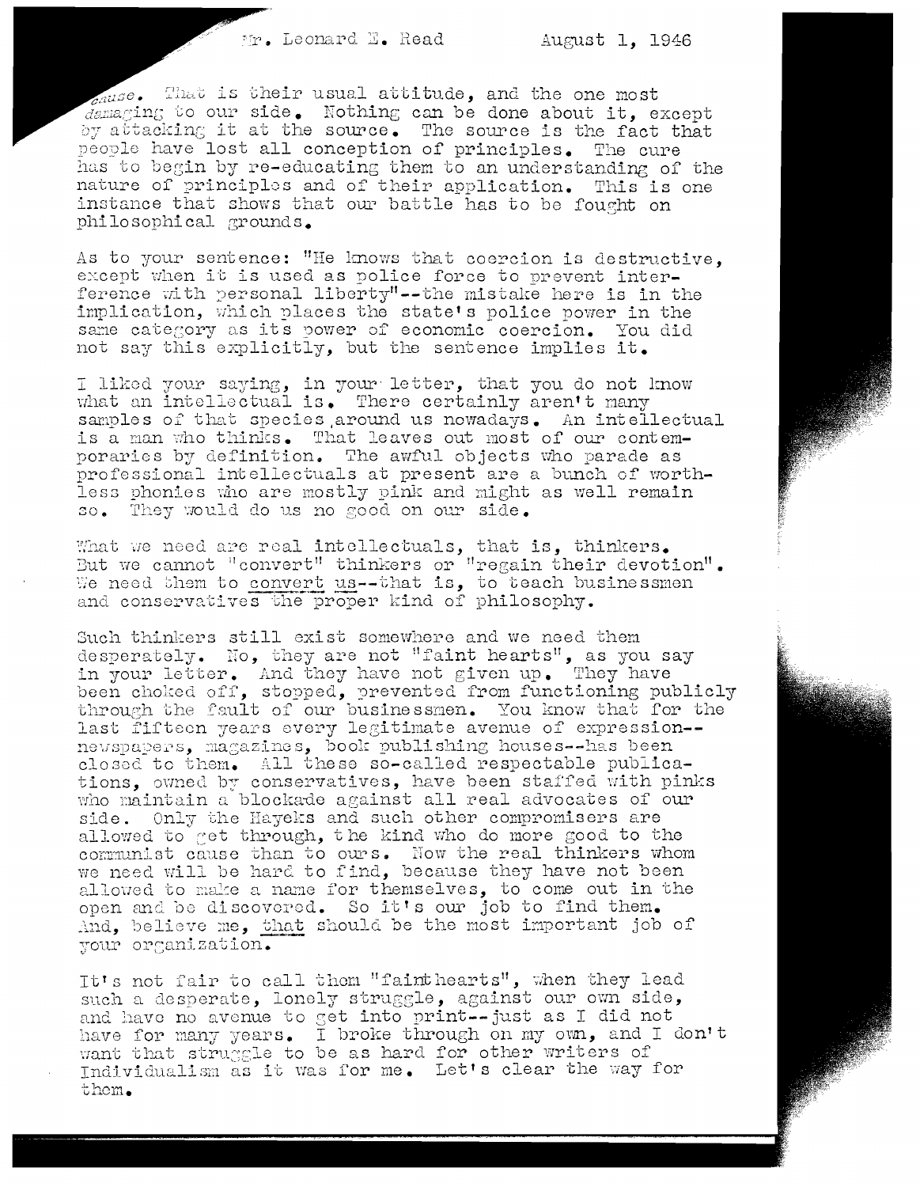cause. That is their usual attitude, and the one most damaging to our side. Nothing can be done about it, except by attacking it at the source. The source is the fact that people have lost all conception of principles. The cure has to begin by re-educating them to an understanding of the nature of principles and of their application. This is one instance that shows that our battle has to be fought on philosophical grounds.

As to your sentence: "He knows that coercion is destructive, except when it is used as police force to prevent interference with personal liberty"--the mistake here is in the implication, which places the state's police power in the same category as its power of economic coercion. You did not say this explicitly, but the sentence implies it.

I liked your saying, in your letter, that you do not know what an intellectual is. There certainly aren't many samples of that species around us nowadays. An intellectual is a man who thinks. That leaves out most of our contemporaries by definition. The awful objects who parade as professional intellectuals at present are a bunch of worthless phonies who are mostly pink and might as well remain so. They would do us no good on our side.

What we need are real intellectuals, that is, thinkers. But we cannot "convert" thinkers or "regain their devotion". We need them to <u>convert us</u>--that is, to teach businessmen and conservatives the proper kind of philosophy.

Such thinkers still exist somewhere and we need them desperately. No, they are not "faint hearts", as you say in your letter. And they have not given up. They have been choked off, stopped, prevented from functioning publicly through the fault of our businessmen. You know that for the last fifteen years every legitimate avenue of expression--newspapers, magazines, book publishing houses--has been closed to them. All these so-called respectable publications, owned by conservatives, have been staffed with pinks who maintain a blockade against all real advocates of our side. Only the Hayeks and such other compromisers are allowed to get through, the kind who do more good to the communist cause than to ours. Now the real thinkers whom we need will be hard to find, because they have not been allowed to make a name for themselves, to come out in the open and be discovered. So it's our job to find them. And, believe me, <u>that</u> should be the most important job of your organization.

It's not fair to call them "fainthearts", when they lead such a desperate, lonely struggle, against our own side, and have no avenue to get into print--just as I did not have for many years. I broke through on my own, and I don't want that struggle to be as hard for other writers of Individualism as it was for me. Let's clear the way for them.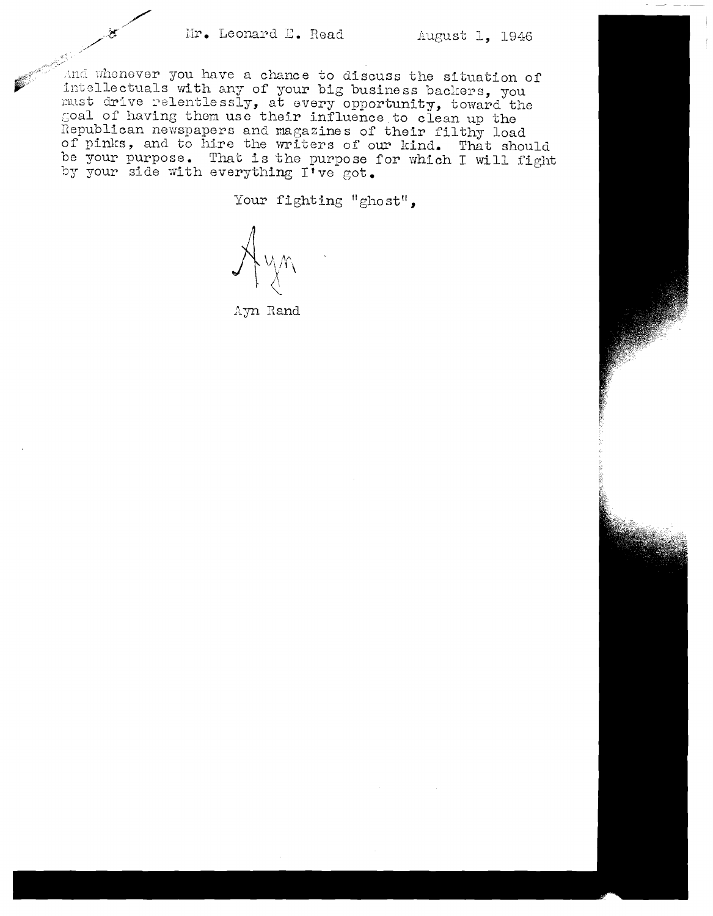And whenever you have a chance to discuss the situation of intellectuals with any of your big business backers, you must drive relentlessly, at every opportunity, toward the goal of having them use their influence to clean up the Republican newspapers and magazines of their filthy load of pinks, and to hire the writers of our kind. That should be your purpose. That is the purpose for which I will fight by your side with everything I've got.

Your fighting "ghost",

Ayn

Ayn Rand